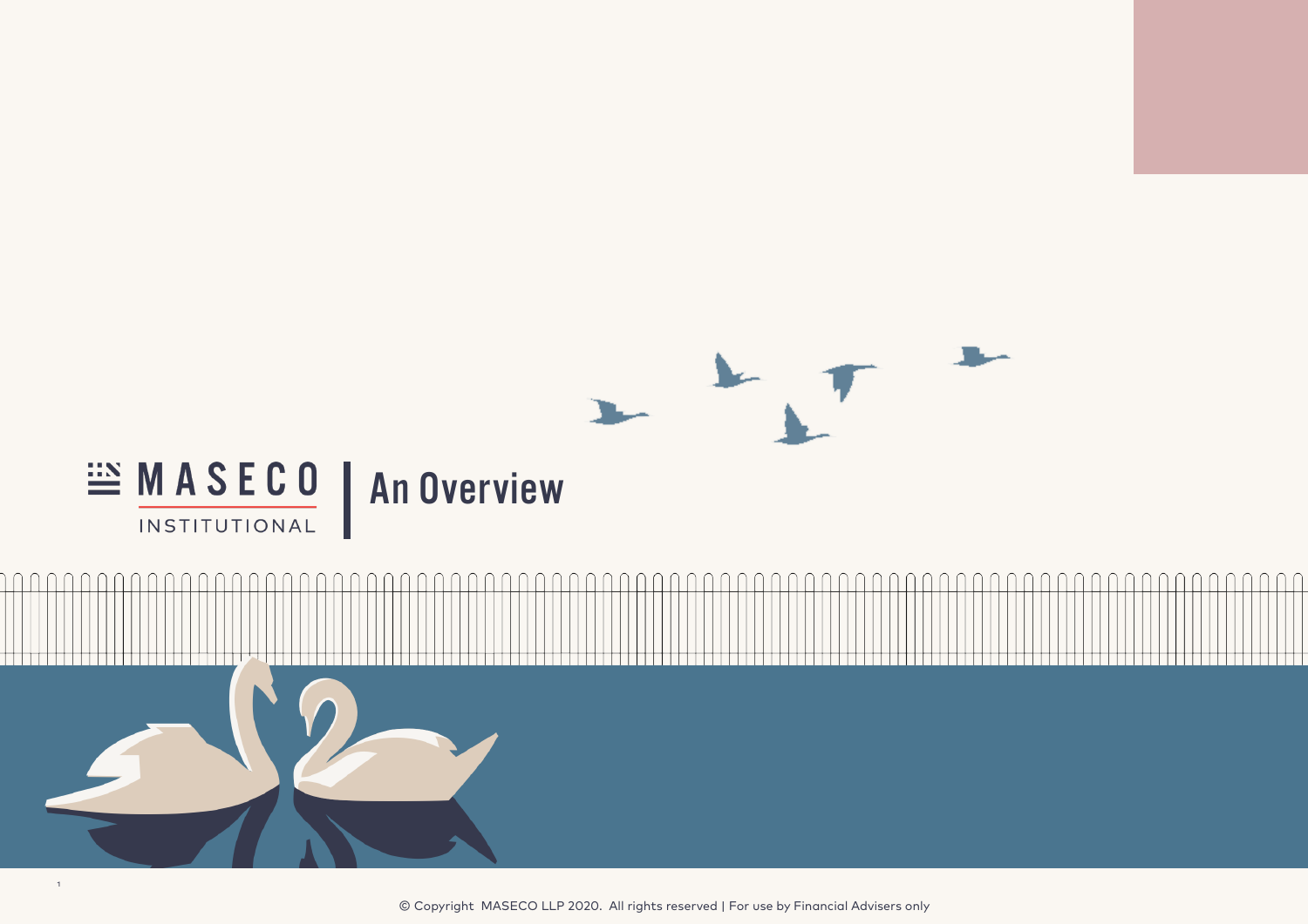# MASECO INSTITUTIONAL | An Overview

© Copyright MASECO LLP 2020. All rights reserved | For use by Financial Advisers only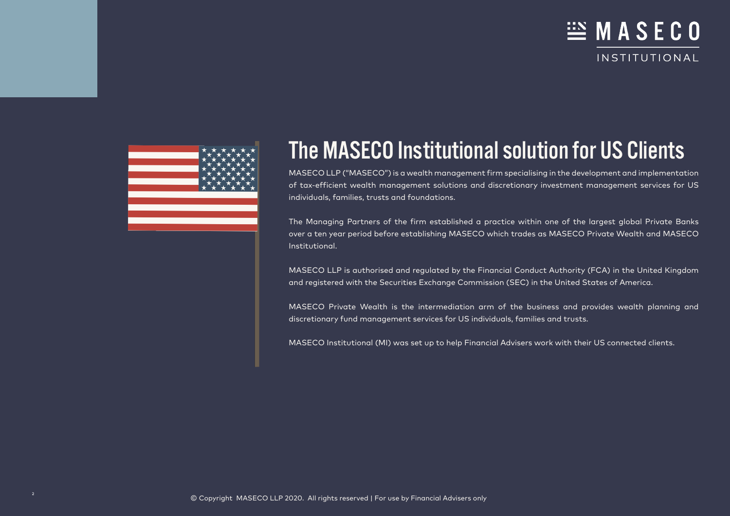# The MASECO Institutional solution for US Clients

MASECO LLP ("MASECO") is a wealth management firm specialising in the development and implementation of tax-efficient wealth management solutions and discretionary investment management services for US individuals, families, trusts and foundations.

The Managing Partners of the firm established a practice within one of the largest global Private Banks over a ten year period before establishing MASECO which trades as MASECO Private Wealth and MASECO Institutional.

MASECO LLP is authorised and regulated by the Financial Conduct Authority (FCA) in the United Kingdom and registered with the Securities Exchange Commission (SEC) in the United States of America.

MASECO Private Wealth is the intermediation arm of the business and provides wealth planning and discretionary fund management services for US individuals, families and trusts.

MASECO Institutional (MI) was set up to help Financial Advisers work with their US connected clients.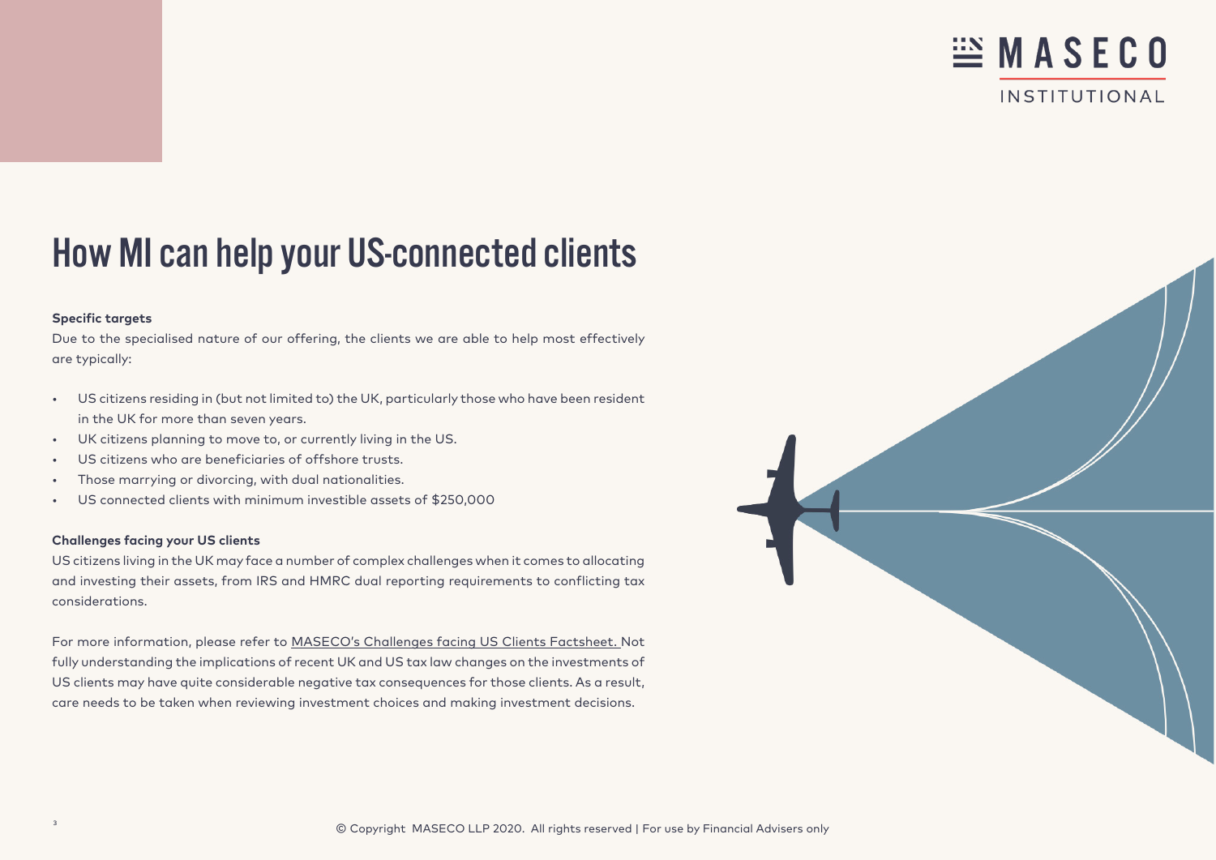# How MI can help your US-connected clients

**Specific targets**

Due to the specialised nature of our offering, the clients we are able to help most effectively are typically:

- US citizens residing in (but not limited to) the UK, particularly those who have been resident in the UK for more than seven years.
- UK citizens planning to move to, or currently living in the US.
- US citizens who are beneficiaries of offshore trusts.
- Those marrying or divorcing, with dual nationalities.
- US connected clients with minimum investible assets of $250,000

**Challenges facing your US clients**

US citizens living in the UK may face a number of complex challenges when it comes to allocating and investing their assets, from IRS and HMRC dual reporting requirements to conflicting tax considerations.

For more information, please refer to MASECO's Challenges facing US Clients Factsheet. Not fully understanding the implications of recent UK and US tax law changes on the investments of US clients may have quite considerable negative tax consequences for those clients. As a result, care needs to be taken when reviewing investment choices and making investment decisions.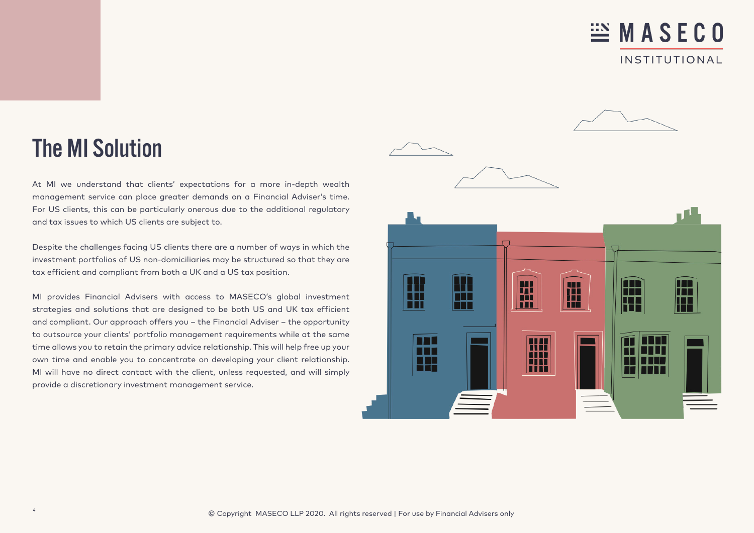# The MI Solution

At MI we understand that clients' expectations for a more in-depth wealth management service can place greater demands on a Financial Adviser's time. For US clients, this can be particularly onerous due to the additional regulatory and tax issues to which US clients are subject to.

Despite the challenges facing US clients there are a number of ways in which the investment portfolios of US non-domiciliaries may be structured so that they are tax efficient and compliant from both a UK and a US tax position.

MI provides Financial Advisers with access to MASECO's global investment strategies and solutions that are designed to be both US and UK tax efficient and compliant. Our approach offers you – the Financial Adviser – the opportunity to outsource your clients' portfolio management requirements while at the same time allows you to retain the primary advice relationship. This will help free up your own time and enable you to concentrate on developing your client relationship. MI will have no direct contact with the client, unless requested, and will simply provide a discretionary investment management service.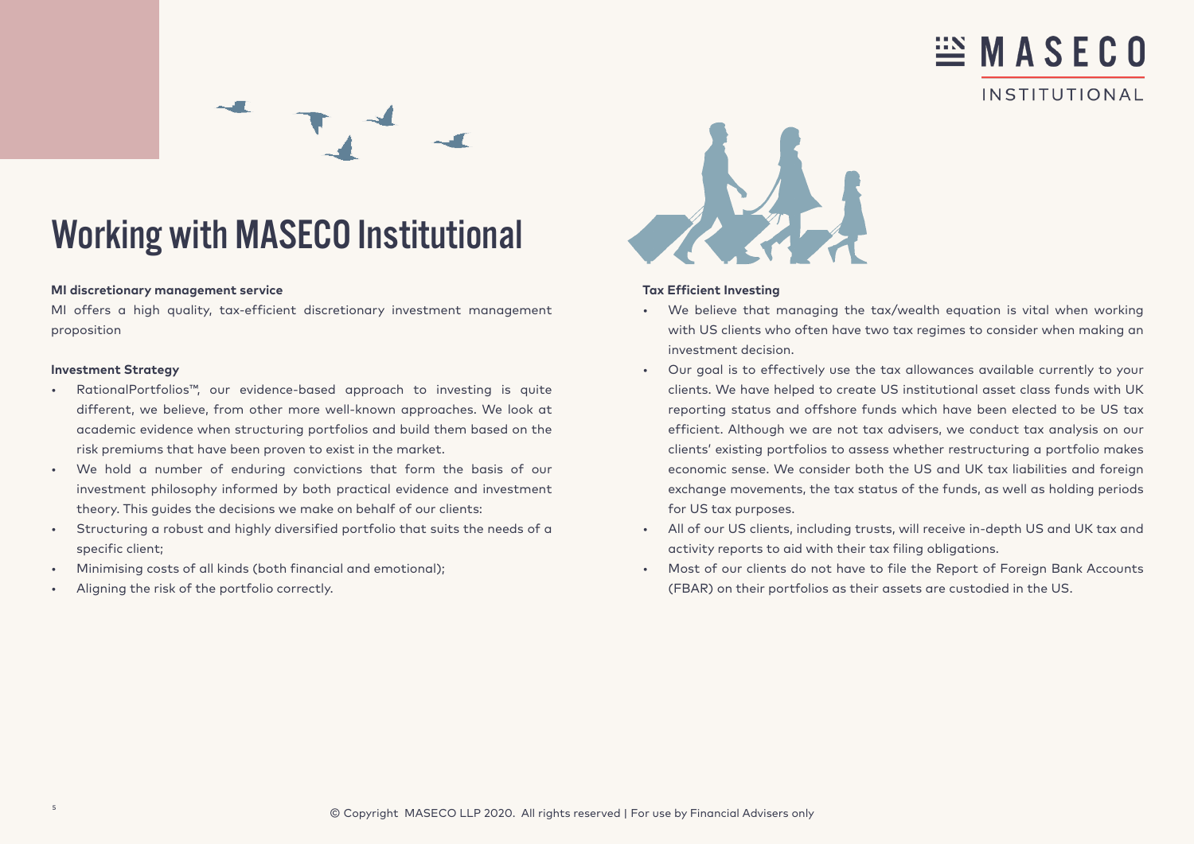# Working with MASECO Institutional

**MI discretionary management service**

MI offers a high quality, tax-efficient discretionary investment management proposition

**Investment Strategy**

- RationalPortfolios™, our evidence-based approach to investing is quite different, we believe, from other more well-known approaches. We look at academic evidence when structuring portfolios and build them based on the risk premiums that have been proven to exist in the market.
- We hold a number of enduring convictions that form the basis of our investment philosophy informed by both practical evidence and investment theory. This guides the decisions we make on behalf of our clients:
- Structuring a robust and highly diversified portfolio that suits the needs of a specific client;
- Minimising costs of all kinds (both financial and emotional);
- Aligning the risk of the portfolio correctly.

**Tax Efficient Investing**

- We believe that managing the tax/wealth equation is vital when working with US clients who often have two tax regimes to consider when making an investment decision.
- Our goal is to effectively use the tax allowances available currently to your clients. We have helped to create US institutional asset class funds with UK reporting status and offshore funds which have been elected to be US tax efficient. Although we are not tax advisers, we conduct tax analysis on our clients' existing portfolios to assess whether restructuring a portfolio makes economic sense. We consider both the US and UK tax liabilities and foreign exchange movements, the tax status of the funds, as well as holding periods for US tax purposes.
- All of our US clients, including trusts, will receive in-depth US and UK tax and activity reports to aid with their tax filing obligations.
- Most of our clients do not have to file the Report of Foreign Bank Accounts (FBAR) on their portfolios as their assets are custodied in the US.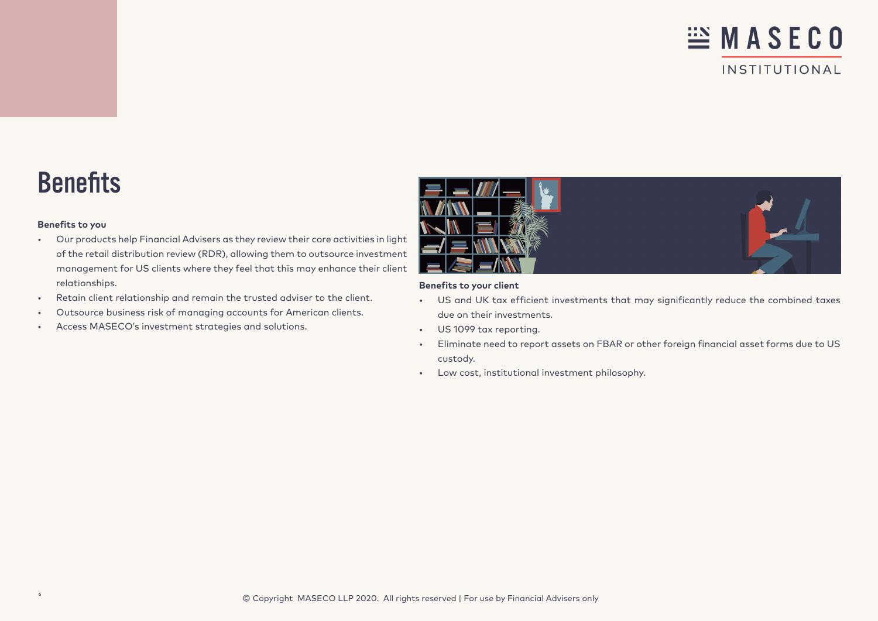# Benefits

**Benefits to you**

- Our products help Financial Advisers as they review their core activities in light of the retail distribution review (RDR), allowing them to outsource investment management for US clients where they feel that this may enhance their client relationships.
- Retain client relationship and remain the trusted adviser to the client.
- Outsource business risk of managing accounts for American clients.
- Access MASECO's investment strategies and solutions.

**Benefits to your client**

- US and UK tax efficient investments that may significantly reduce the combined taxes due on their investments.
- US 1099 tax reporting.
- Eliminate need to report assets on FBAR or other foreign financial asset forms due to US custody.
- Low cost, institutional investment philosophy.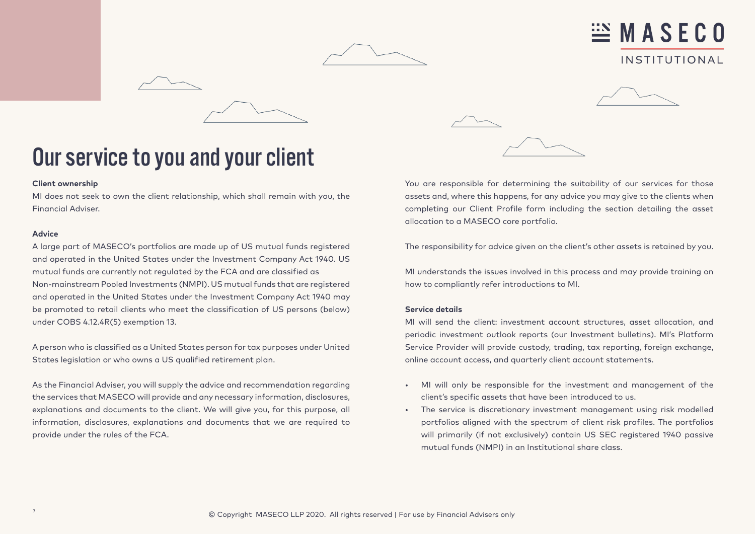# Our service to you and your client

**Client ownership**

MI does not seek to own the client relationship, which shall remain with you, the Financial Adviser.

**Advice**

A large part of MASECO's portfolios are made up of US mutual funds registered and operated in the United States under the Investment Company Act 1940. US mutual funds are currently not regulated by the FCA and are classified as Non-mainstream Pooled Investments (NMPI). US mutual funds that are registered and operated in the United States under the Investment Company Act 1940 may be promoted to retail clients who meet the classification of US persons (below) under COBS 4.12.4R(5) exemption 13.

A person who is classified as a United States person for tax purposes under United States legislation or who owns a US qualified retirement plan.

As the Financial Adviser, you will supply the advice and recommendation regarding the services that MASECO will provide and any necessary information, disclosures, explanations and documents to the client. We will give you, for this purpose, all information, disclosures, explanations and documents that we are required to provide under the rules of the FCA.

You are responsible for determining the suitability of our services for those assets and, where this happens, for any advice you may give to the clients when completing our Client Profile form including the section detailing the asset allocation to a MASECO core portfolio.

The responsibility for advice given on the client's other assets is retained by you.

MI understands the issues involved in this process and may provide training on how to compliantly refer introductions to MI.

**Service details**

MI will send the client: investment account structures, asset allocation, and periodic investment outlook reports (our Investment bulletins). MI's Platform Service Provider will provide custody, trading, tax reporting, foreign exchange, online account access, and quarterly client account statements.

- MI will only be responsible for the investment and management of the client's specific assets that have been introduced to us.
- The service is discretionary investment management using risk modelled portfolios aligned with the spectrum of client risk profiles. The portfolios will primarily (if not exclusively) contain US SEC registered 1940 passive mutual funds (NMPI) in an Institutional share class.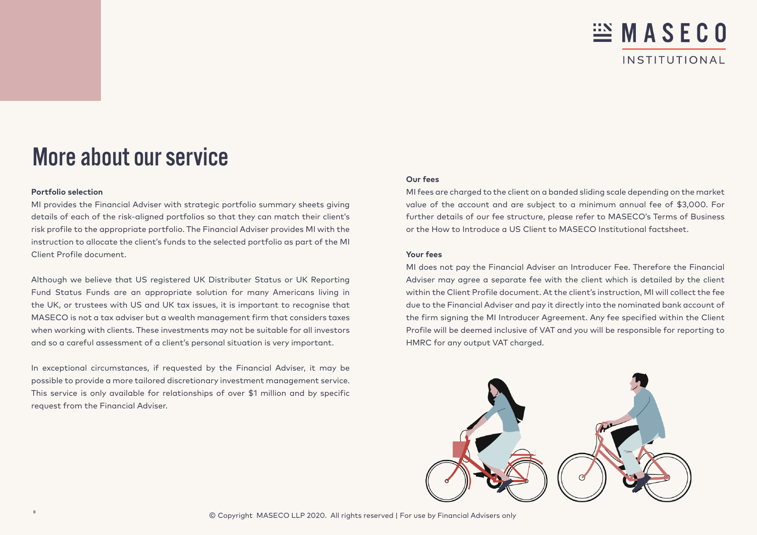# More about our service

**Portfolio selection**

MI provides the Financial Adviser with strategic portfolio summary sheets giving details of each of the risk-aligned portfolios so that they can match their client's risk profile to the appropriate portfolio. The Financial Adviser provides MI with the instruction to allocate the client's funds to the selected portfolio as part of the MI Client Profile document.

Although we believe that US registered UK Distributer Status or UK Reporting Fund Status Funds are an appropriate solution for many Americans living in the UK, or trustees with US and UK tax issues, it is important to recognise that MASECO is not a tax adviser but a wealth management firm that considers taxes when working with clients. These investments may not be suitable for all investors and so a careful assessment of a client's personal situation is very important.

In exceptional circumstances, if requested by the Financial Adviser, it may be possible to provide a more tailored discretionary investment management service. This service is only available for relationships of over $1 million and by specific request from the Financial Adviser.

**Our fees**

MI fees are charged to the client on a banded sliding scale depending on the market value of the account and are subject to a minimum annual fee of $3,000. For further details of our fee structure, please refer to MASECO's Terms of Business or the How to Introduce a US Client to MASECO Institutional factsheet.

**Your fees**

MI does not pay the Financial Adviser an Introducer Fee. Therefore the Financial Adviser may agree a separate fee with the client which is detailed by the client within the Client Profile document. At the client's instruction, MI will collect the fee due to the Financial Adviser and pay it directly into the nominated bank account of the firm signing the MI Introducer Agreement. Any fee specified within the Client Profile will be deemed inclusive of VAT and you will be responsible for reporting to HMRC for any output VAT charged.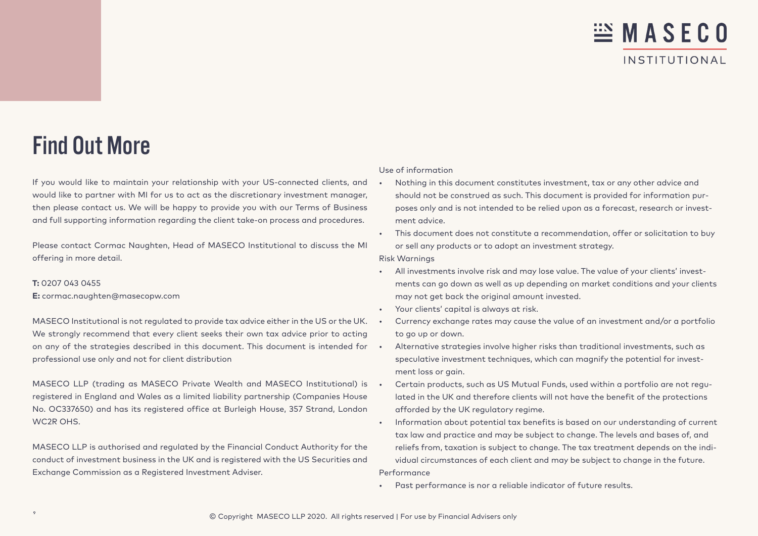# Find Out More

If you would like to maintain your relationship with your US-connected clients, and would like to partner with MI for us to act as the discretionary investment manager, then please contact us. We will be happy to provide you with our Terms of Business and full supporting information regarding the client take-on process and procedures.

Please contact Cormac Naughten, Head of MASECO Institutional to discuss the MI offering in more detail.

**T:** 0207 043 0455
**E:** cormac.naughten@masecopw.com

MASECO Institutional is not regulated to provide tax advice either in the US or the UK. We strongly recommend that every client seeks their own tax advice prior to acting on any of the strategies described in this document. This document is intended for professional use only and not for client distribution

MASECO LLP (trading as MASECO Private Wealth and MASECO Institutional) is registered in England and Wales as a limited liability partnership (Companies House No. OC337650) and has its registered office at Burleigh House, 357 Strand, London WC2R OHS.

MASECO LLP is authorised and regulated by the Financial Conduct Authority for the conduct of investment business in the UK and is registered with the US Securities and Exchange Commission as a Registered Investment Adviser.

Use of information

- Nothing in this document constitutes investment, tax or any other advice and should not be construed as such. This document is provided for information purposes only and is not intended to be relied upon as a forecast, research or investment advice.
- This document does not constitute a recommendation, offer or solicitation to buy or sell any products or to adopt an investment strategy.

Risk Warnings

- All investments involve risk and may lose value. The value of your clients' investments can go down as well as up depending on market conditions and your clients may not get back the original amount invested.
- Your clients' capital is always at risk.
- Currency exchange rates may cause the value of an investment and/or a portfolio to go up or down.
- Alternative strategies involve higher risks than traditional investments, such as speculative investment techniques, which can magnify the potential for investment loss or gain.
- Certain products, such as US Mutual Funds, used within a portfolio are not regulated in the UK and therefore clients will not have the benefit of the protections afforded by the UK regulatory regime.
- Information about potential tax benefits is based on our understanding of current tax law and practice and may be subject to change. The levels and bases of, and reliefs from, taxation is subject to change. The tax treatment depends on the individual circumstances of each client and may be subject to change in the future.

Performance

- Past performance is nor a reliable indicator of future results.

© Copyright MASECO LLP 2020. All rights reserved | For use by Financial Advisers only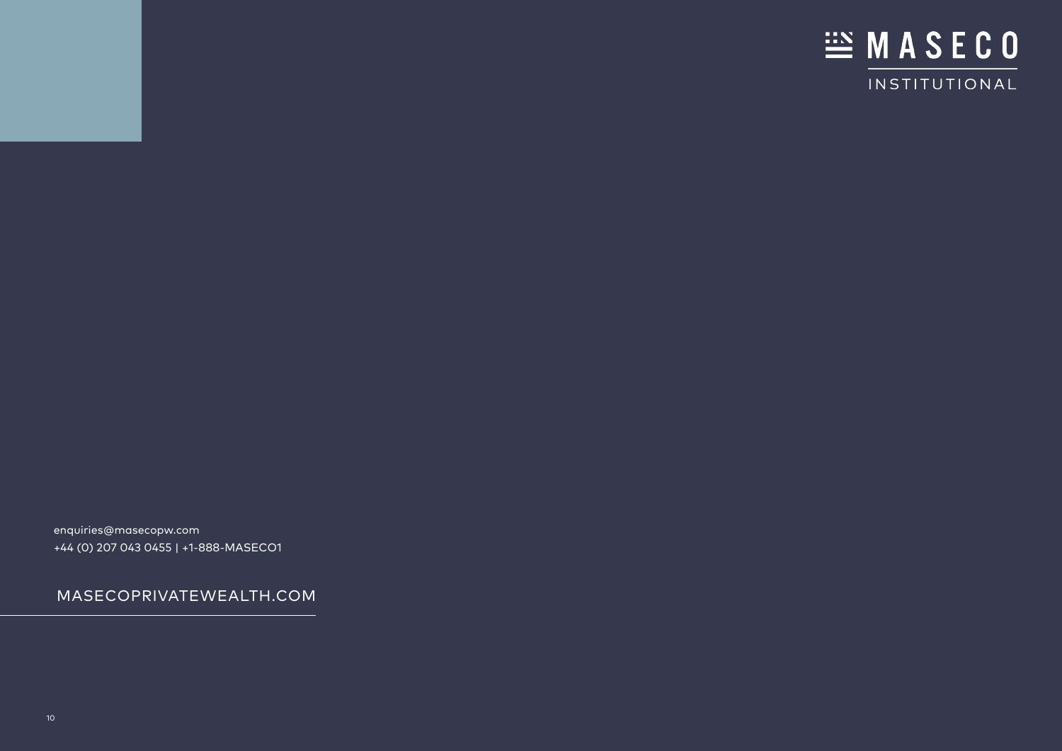MASECO

INSTITUTIONAL

enquiries@masecopw.com

+44 (0) 207 043 0455 | +1-888-MASECO1

MASECOPRIVATEWEALTH.COM